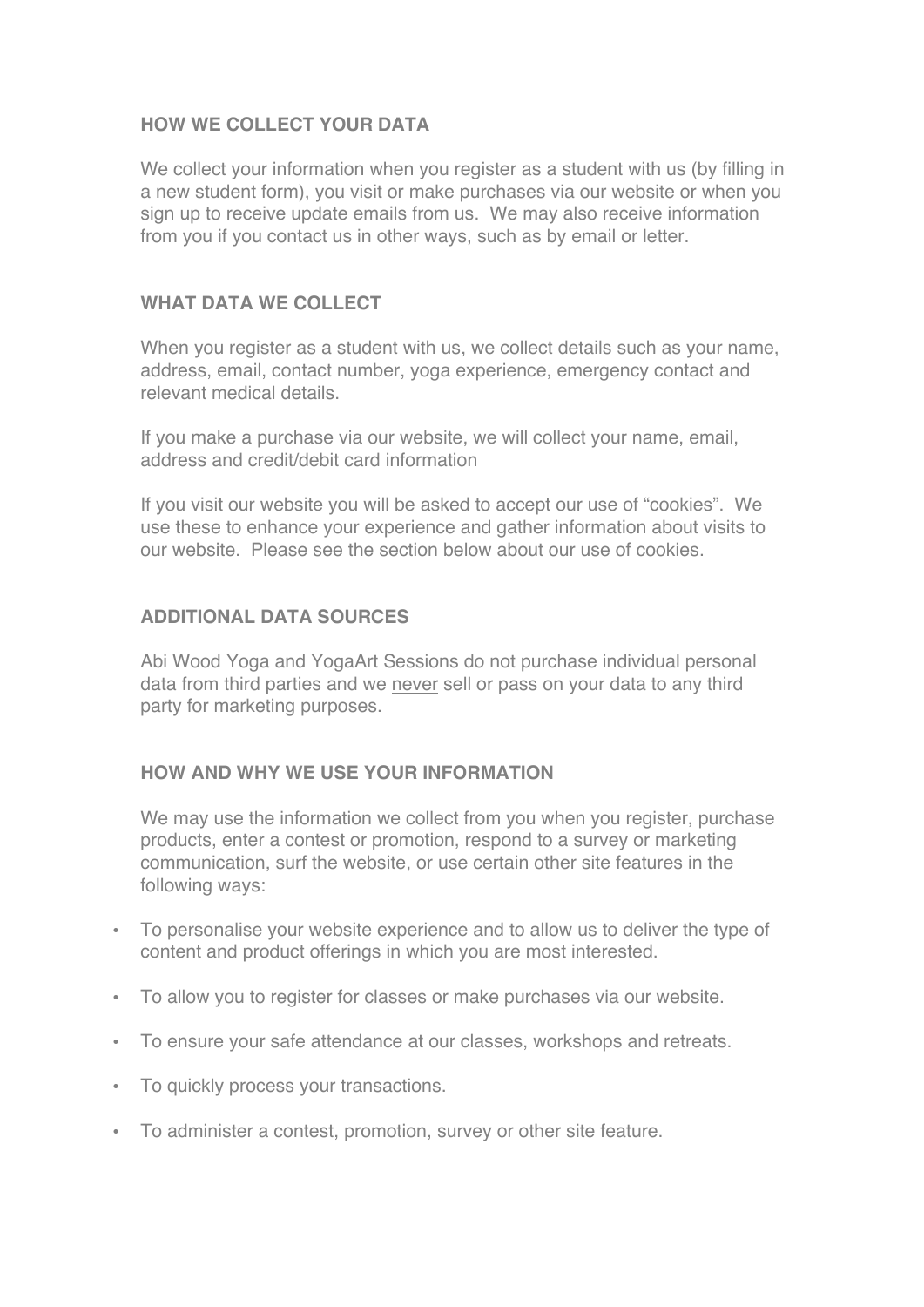## HOW WE COLLECT YOUR DATA

We collect your information when you register as a student with us (by filling in a new student form), you visit or make purchases via our website or when you sign up to receive update emails from us. We may also receive information from you if you contact us in other ways, such as by email or letter.

## WHAT DATA WE COLLECT

When you register as a student with us, we collect details such as your name, address, email, contact number, yoga experience, emergency contact and relevant medical details.

If you make a purchase via our website, we will collect your name, email, address and credit/debit card information

If you visit our website you will be asked to accept our use of "cookies". We use these to enhance your experience and gather information about visits to our website. Please see the section below about our use of cookies.

## ADDITIONAL DATA SOURCES

Abi Wood Yoga and YogaArt Sessions do not purchase individual personal data from third parties and we <u>never</u> sell or pass on your data to any third party for marketing purposes.

## HOW AND WHY WE USE YOUR INFORMATION

We may use the information we collect from you when you register, purchase products, enter a contest or promotion, respond to a survey or marketing communication, surf the website, or use certain other site features in the following ways:

- To personalise your website experience and to allow us to deliver the type of content and product offerings in which you are most interested.
- To allow you to register for classes or make purchases via our website.
- To ensure your safe attendance at our classes, workshops and retreats.
- To quickly process your transactions.
- To administer a contest, promotion, survey or other site feature.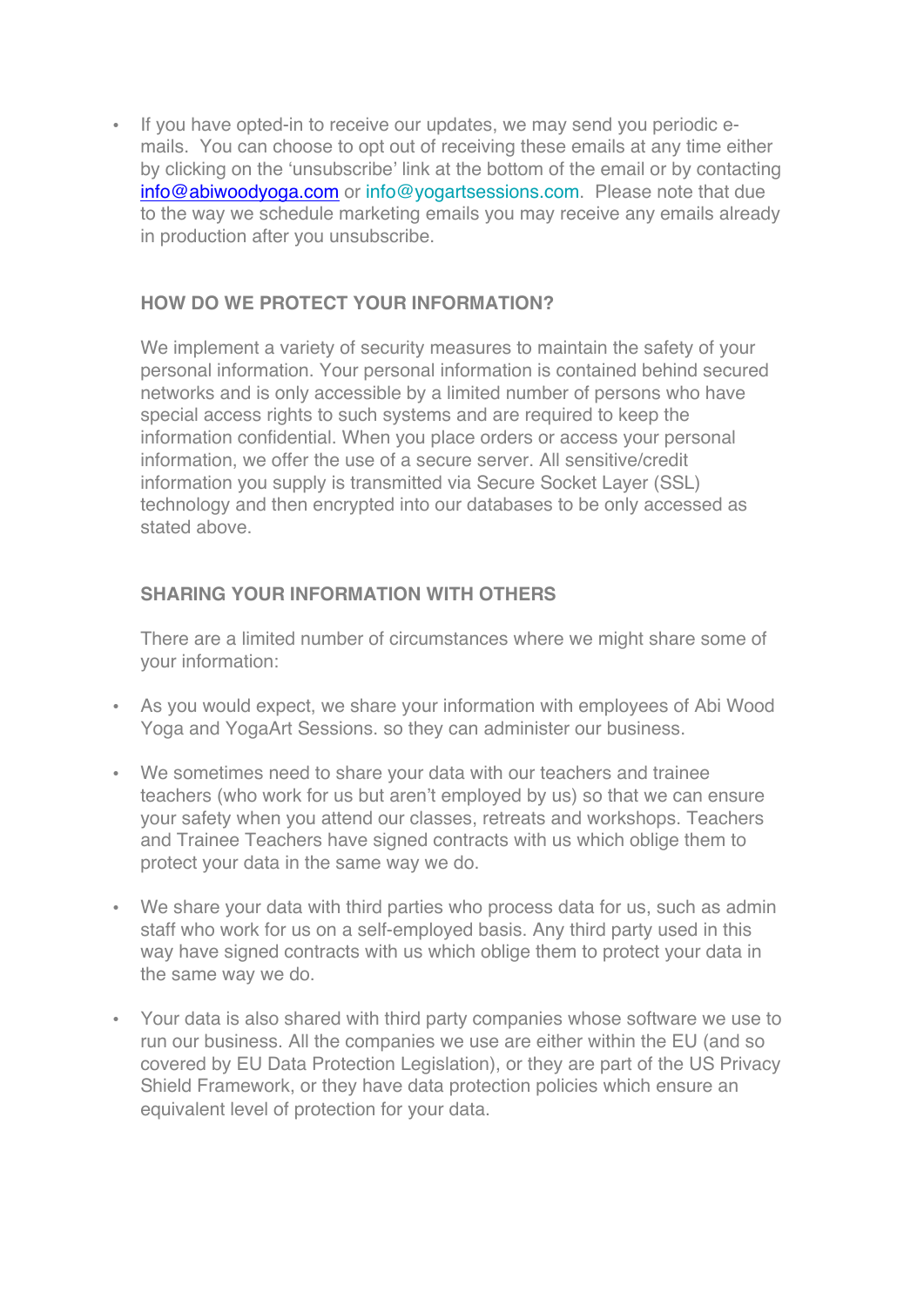- If you have opted-in to receive our updates, we may send you periodic e-mails. You can choose to opt out of receiving these emails at any time either by clicking on the 'unsubscribe' link at the bottom of the email or by contacting info@abiwoodyoga.com or info@yogartsessions.com. Please note that due to the way we schedule marketing emails you may receive any emails already in production after you unsubscribe.

**HOW DO WE PROTECT YOUR INFORMATION?**

We implement a variety of security measures to maintain the safety of your personal information. Your personal information is contained behind secured networks and is only accessible by a limited number of persons who have special access rights to such systems and are required to keep the information confidential. When you place orders or access your personal information, we offer the use of a secure server. All sensitive/credit information you supply is transmitted via Secure Socket Layer (SSL) technology and then encrypted into our databases to be only accessed as stated above.

**SHARING YOUR INFORMATION WITH OTHERS**

There are a limited number of circumstances where we might share some of your information:

- As you would expect, we share your information with employees of Abi Wood Yoga and YogaArt Sessions. so they can administer our business.
- We sometimes need to share your data with our teachers and trainee teachers (who work for us but aren't employed by us) so that we can ensure your safety when you attend our classes, retreats and workshops. Teachers and Trainee Teachers have signed contracts with us which oblige them to protect your data in the same way we do.
- We share your data with third parties who process data for us, such as admin staff who work for us on a self-employed basis. Any third party used in this way have signed contracts with us which oblige them to protect your data in the same way we do.
- Your data is also shared with third party companies whose software we use to run our business. All the companies we use are either within the EU (and so covered by EU Data Protection Legislation), or they are part of the US Privacy Shield Framework, or they have data protection policies which ensure an equivalent level of protection for your data.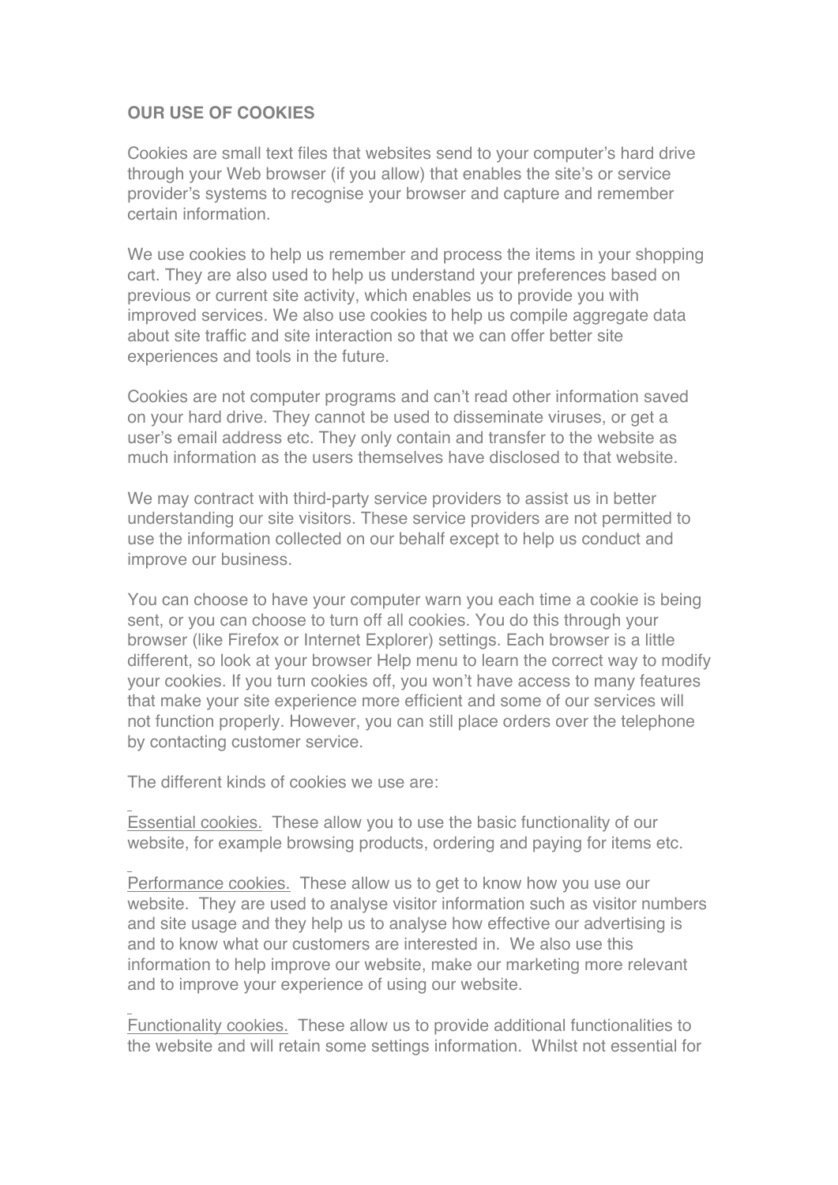**OUR USE OF COOKIES**

Cookies are small text files that websites send to your computer's hard drive through your Web browser (if you allow) that enables the site's or service provider's systems to recognise your browser and capture and remember certain information.

We use cookies to help us remember and process the items in your shopping cart. They are also used to help us understand your preferences based on previous or current site activity, which enables us to provide you with improved services. We also use cookies to help us compile aggregate data about site traffic and site interaction so that we can offer better site experiences and tools in the future.

Cookies are not computer programs and can't read other information saved on your hard drive. They cannot be used to disseminate viruses, or get a user's email address etc. They only contain and transfer to the website as much information as the users themselves have disclosed to that website.

We may contract with third-party service providers to assist us in better understanding our site visitors. These service providers are not permitted to use the information collected on our behalf except to help us conduct and improve our business.

You can choose to have your computer warn you each time a cookie is being sent, or you can choose to turn off all cookies. You do this through your browser (like Firefox or Internet Explorer) settings. Each browser is a little different, so look at your browser Help menu to learn the correct way to modify your cookies. If you turn cookies off, you won't have access to many features that make your site experience more efficient and some of our services will not function properly. However, you can still place orders over the telephone by contacting customer service.

The different kinds of cookies we use are:

Essential cookies. These allow you to use the basic functionality of our website, for example browsing products, ordering and paying for items etc.

Performance cookies. These allow us to get to know how you use our website. They are used to analyse visitor information such as visitor numbers and site usage and they help us to analyse how effective our advertising is and to know what our customers are interested in. We also use this information to help improve our website, make our marketing more relevant and to improve your experience of using our website.

Functionality cookies. These allow us to provide additional functionalities to the website and will retain some settings information. Whilst not essential for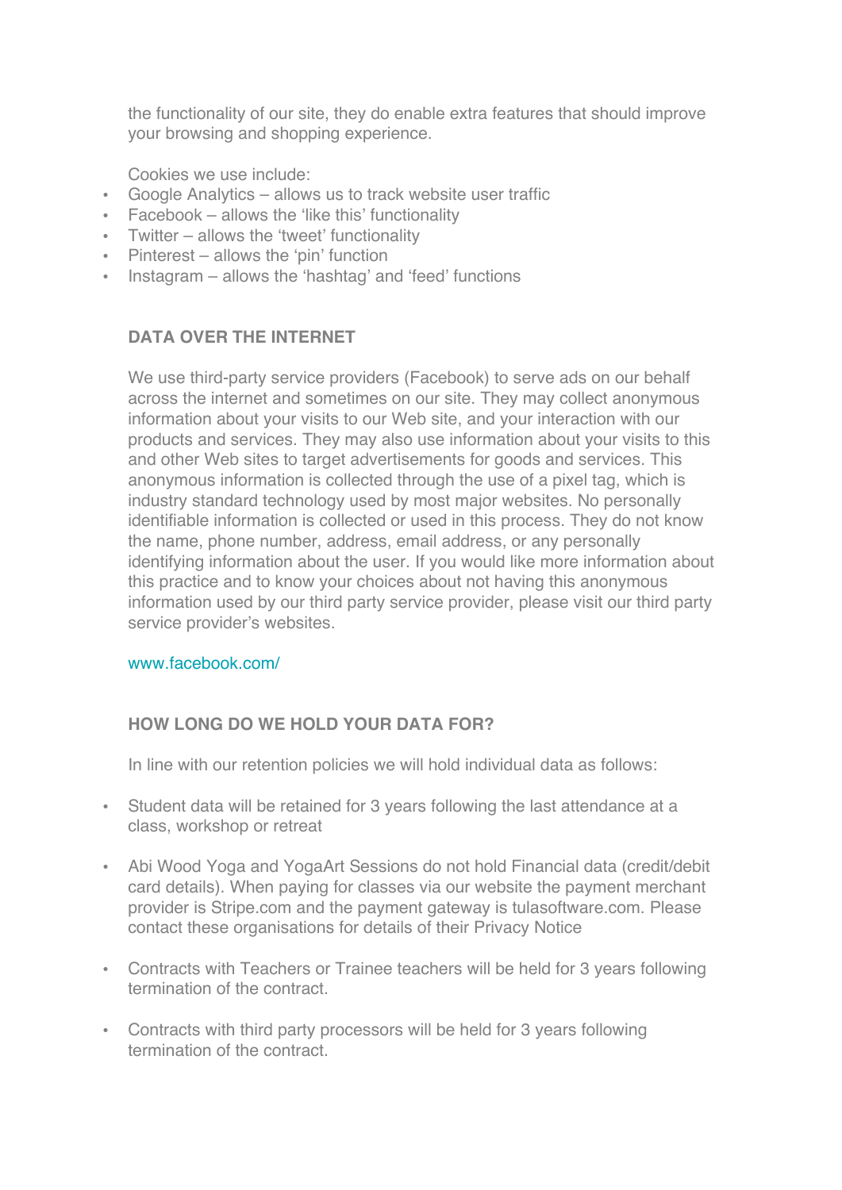the functionality of our site, they do enable extra features that should improve your browsing and shopping experience.

Cookies we use include:

- Google Analytics – allows us to track website user traffic
- Facebook – allows the 'like this' functionality
- Twitter – allows the 'tweet' functionality
- Pinterest – allows the 'pin' function
- Instagram – allows the 'hashtag' and 'feed' functions

**DATA OVER THE INTERNET**

We use third-party service providers (Facebook) to serve ads on our behalf across the internet and sometimes on our site. They may collect anonymous information about your visits to our Web site, and your interaction with our products and services. They may also use information about your visits to this and other Web sites to target advertisements for goods and services. This anonymous information is collected through the use of a pixel tag, which is industry standard technology used by most major websites. No personally identifiable information is collected or used in this process. They do not know the name, phone number, address, email address, or any personally identifying information about the user. If you would like more information about this practice and to know your choices about not having this anonymous information used by our third party service provider, please visit our third party service provider's websites.

www.facebook.com/

**HOW LONG DO WE HOLD YOUR DATA FOR?**

In line with our retention policies we will hold individual data as follows:

- Student data will be retained for 3 years following the last attendance at a class, workshop or retreat

- Abi Wood Yoga and YogaArt Sessions do not hold Financial data (credit/debit card details). When paying for classes via our website the payment merchant provider is Stripe.com and the payment gateway is tulasoftware.com. Please contact these organisations for details of their Privacy Notice

- Contracts with Teachers or Trainee teachers will be held for 3 years following termination of the contract.

- Contracts with third party processors will be held for 3 years following termination of the contract.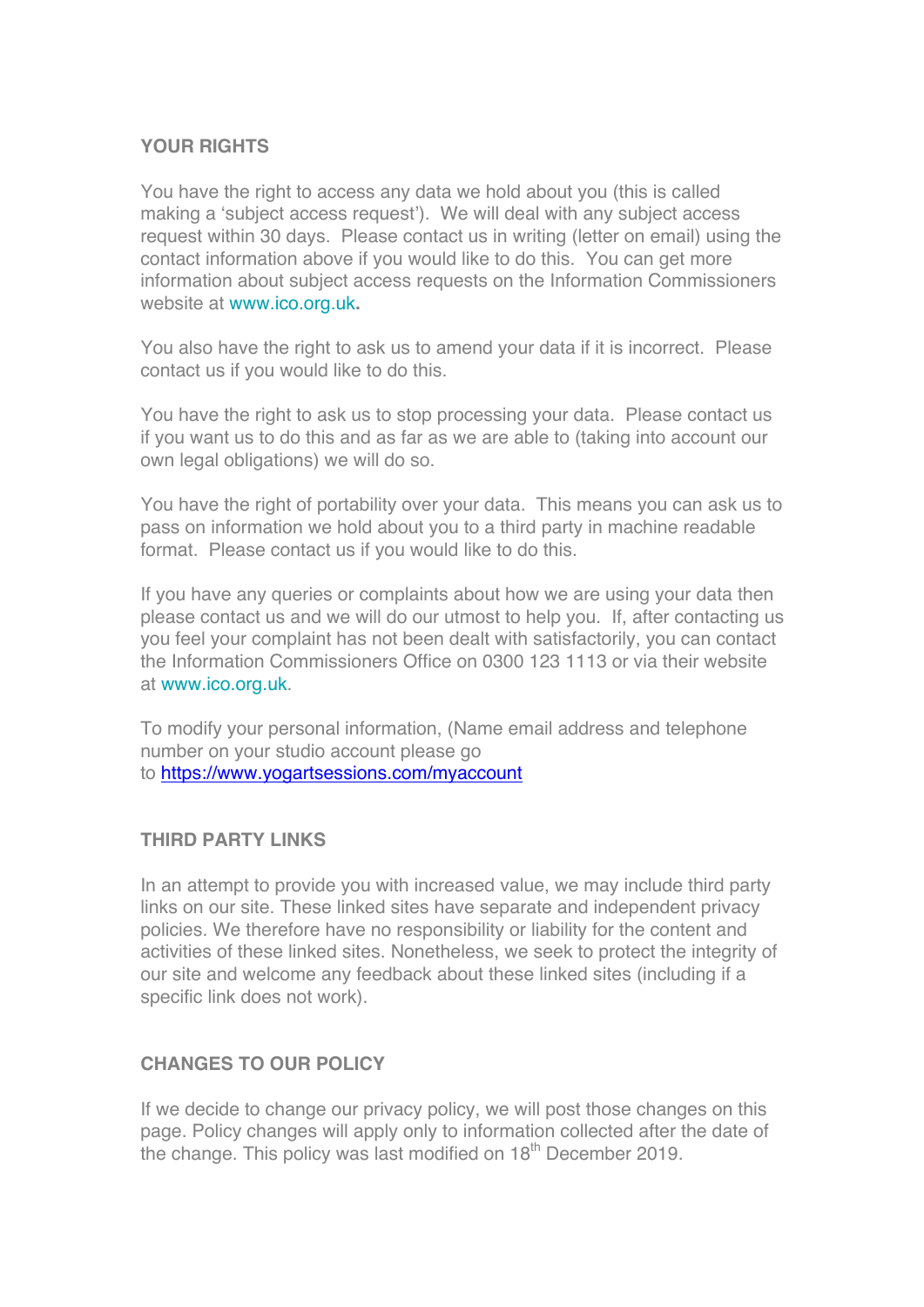## YOUR RIGHTS

You have the right to access any data we hold about you (this is called making a 'subject access request'). We will deal with any subject access request within 30 days. Please contact us in writing (letter on email) using the contact information above if you would like to do this. You can get more information about subject access requests on the Information Commissioners website at www.ico.org.uk.

You also have the right to ask us to amend your data if it is incorrect. Please contact us if you would like to do this.

You have the right to ask us to stop processing your data. Please contact us if you want us to do this and as far as we are able to (taking into account our own legal obligations) we will do so.

You have the right of portability over your data. This means you can ask us to pass on information we hold about you to a third party in machine readable format. Please contact us if you would like to do this.

If you have any queries or complaints about how we are using your data then please contact us and we will do our utmost to help you. If, after contacting us you feel your complaint has not been dealt with satisfactorily, you can contact the Information Commissioners Office on 0300 123 1113 or via their website at www.ico.org.uk.

To modify your personal information, (Name email address and telephone number on your studio account please go to https://www.yogartsessions.com/myaccount

## THIRD PARTY LINKS

In an attempt to provide you with increased value, we may include third party links on our site. These linked sites have separate and independent privacy policies. We therefore have no responsibility or liability for the content and activities of these linked sites. Nonetheless, we seek to protect the integrity of our site and welcome any feedback about these linked sites (including if a specific link does not work).

## CHANGES TO OUR POLICY

If we decide to change our privacy policy, we will post those changes on this page. Policy changes will apply only to information collected after the date of the change. This policy was last modified on 18th December 2019.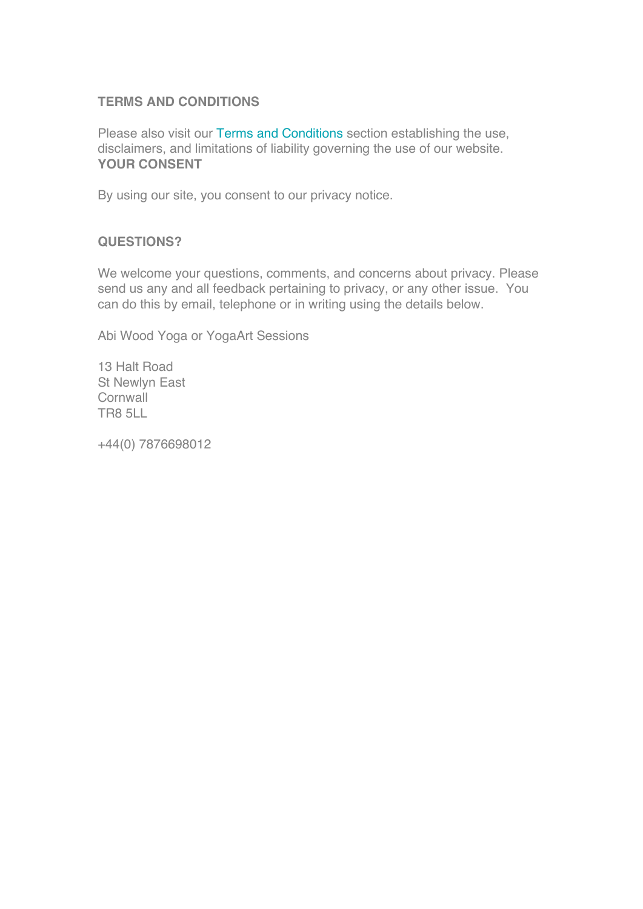## TERMS AND CONDITIONS

Please also visit our Terms and Conditions section establishing the use, disclaimers, and limitations of liability governing the use of our website.

## YOUR CONSENT

By using our site, you consent to our privacy notice.

## QUESTIONS?

We welcome your questions, comments, and concerns about privacy. Please send us any and all feedback pertaining to privacy, or any other issue. You can do this by email, telephone or in writing using the details below.

Abi Wood Yoga or YogaArt Sessions

13 Halt Road
St Newlyn East
Cornwall
TR8 5LL

+44(0) 7876698012